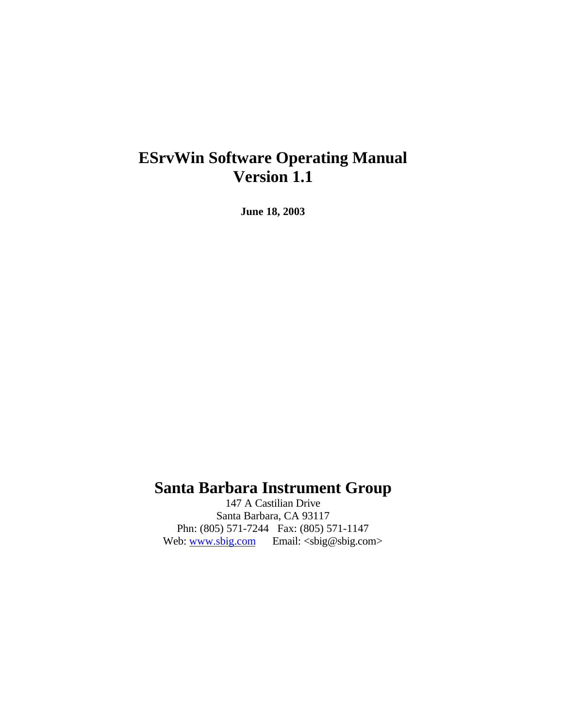# ESrvWin Software Operating Manual
# Version 1.1

**June 18, 2003**

## Santa Barbara Instrument Group

147 A Castilian Drive
Santa Barbara, CA 93117
Phn: (805) 571-7244 Fax: (805) 571-1147
Web: [www.sbig.com](http://www.sbig.com) Email: <sbig@sbig.com>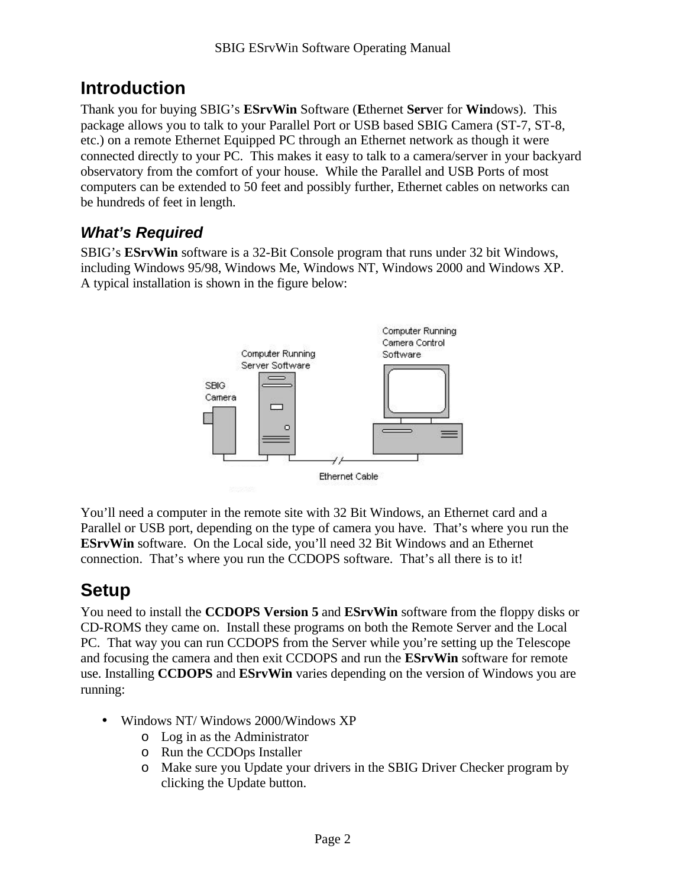## Introduction

Thank you for buying SBIG's **ESrvWin** Software (**E**thernet **Serv**er for **Win**dows). This package allows you to talk to your Parallel Port or USB based SBIG Camera (ST-7, ST-8, etc.) on a remote Ethernet Equipped PC through an Ethernet network as though it were connected directly to your PC. This makes it easy to talk to a camera/server in your backyard observatory from the comfort of your house. While the Parallel and USB Ports of most computers can be extended to 50 feet and possibly further, Ethernet cables on networks can be hundreds of feet in length.

### *What's Required*

SBIG's **ESrvWin** software is a 32-Bit Console program that runs under 32 bit Windows, including Windows 95/98, Windows Me, Windows NT, Windows 2000 and Windows XP. A typical installation is shown in the figure below:

You'll need a computer in the remote site with 32 Bit Windows, an Ethernet card and a Parallel or USB port, depending on the type of camera you have. That's where you run the **ESrvWin** software. On the Local side, you'll need 32 Bit Windows and an Ethernet connection. That's where you run the CCDOPS software. That's all there is to it!

## Setup

You need to install the **CCDOPS Version 5** and **ESrvWin** software from the floppy disks or CD-ROMS they came on. Install these programs on both the Remote Server and the Local PC. That way you can run CCDOPS from the Server while you're setting up the Telescope and focusing the camera and then exit CCDOPS and run the **ESrvWin** software for remote use. Installing **CCDOPS** and **ESrvWin** varies depending on the version of Windows you are running:

- Windows NT/ Windows 2000/Windows XP
  - Log in as the Administrator
  - Run the CCDOps Installer
  - Make sure you Update your drivers in the SBIG Driver Checker program by clicking the Update button.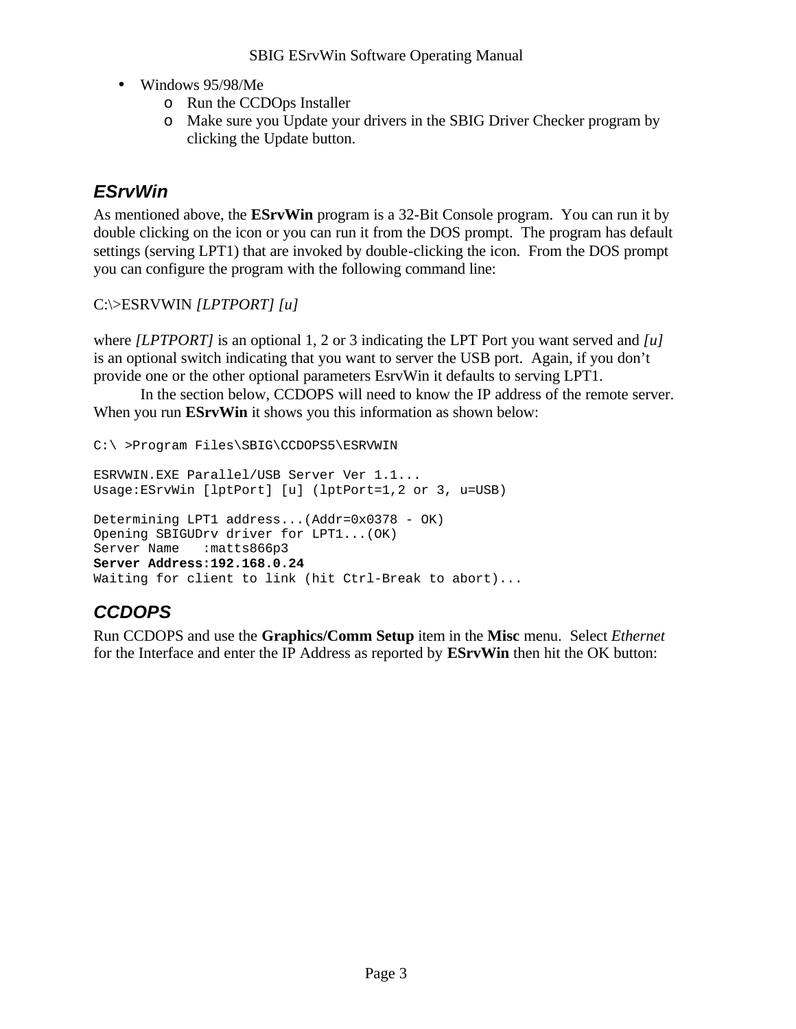- Windows 95/98/Me
  - Run the CCDOps Installer
  - Make sure you Update your drivers in the SBIG Driver Checker program by clicking the Update button.

## ESrvWin

As mentioned above, the **ESrvWin** program is a 32-Bit Console program. You can run it by double clicking on the icon or you can run it from the DOS prompt. The program has default settings (serving LPT1) that are invoked by double-clicking the icon. From the DOS prompt you can configure the program with the following command line:

C:\>ESRVWIN *[LPTPORT] [u]*

where *[LPTPORT]* is an optional 1, 2 or 3 indicating the LPT Port you want served and *[u]* is an optional switch indicating that you want to server the USB port. Again, if you don't provide one or the other optional parameters EsrvWin it defaults to serving LPT1.

In the section below, CCDOPS will need to know the IP address of the remote server. When you run **ESrvWin** it shows you this information as shown below:

```
C:\ >Program Files\SBIG\CCDOPS5\ESRVWIN

ESRVWIN.EXE Parallel/USB Server Ver 1.1...
Usage:ESrvWin [lptPort] [u] (lptPort=1,2 or 3, u=USB)

Determining LPT1 address...(Addr=0x0378 - OK)
Opening SBIGUDrv driver for LPT1...(OK)
Server Name   :matts866p3
Server Address:192.168.0.24
Waiting for client to link (hit Ctrl-Break to abort)...
```

## CCDOPS

Run CCDOPS and use the **Graphics/Comm Setup** item in the **Misc** menu. Select *Ethernet* for the Interface and enter the IP Address as reported by **ESrvWin** then hit the OK button: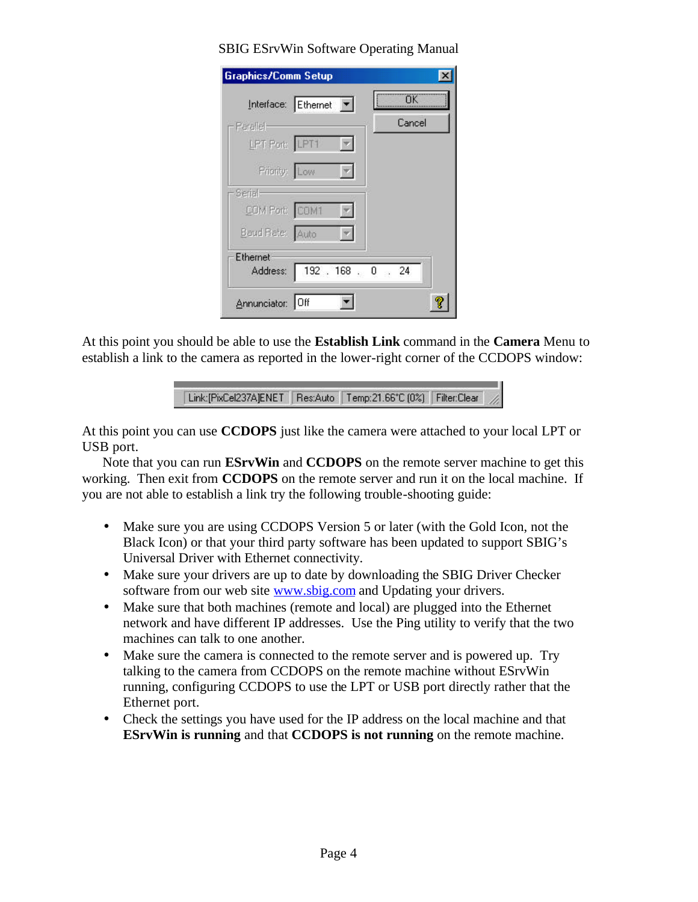At this point you should be able to use the **Establish Link** command in the **Camera** Menu to establish a link to the camera as reported in the lower-right corner of the CCDOPS window:

At this point you can use **CCDOPS** just like the camera were attached to your local LPT or USB port.

Note that you can run **ESrvWin** and **CCDOPS** on the remote server machine to get this working. Then exit from **CCDOPS** on the remote server and run it on the local machine. If you are not able to establish a link try the following trouble-shooting guide:

- Make sure you are using CCDOPS Version 5 or later (with the Gold Icon, not the Black Icon) or that your third party software has been updated to support SBIG's Universal Driver with Ethernet connectivity.
- Make sure your drivers are up to date by downloading the SBIG Driver Checker software from our web site www.sbig.com and Updating your drivers.
- Make sure that both machines (remote and local) are plugged into the Ethernet network and have different IP addresses. Use the Ping utility to verify that the two machines can talk to one another.
- Make sure the camera is connected to the remote server and is powered up. Try talking to the camera from CCDOPS on the remote machine without ESrvWin running, configuring CCDOPS to use the LPT or USB port directly rather that the Ethernet port.
- Check the settings you have used for the IP address on the local machine and that **ESrvWin is running** and that **CCDOPS is not running** on the remote machine.